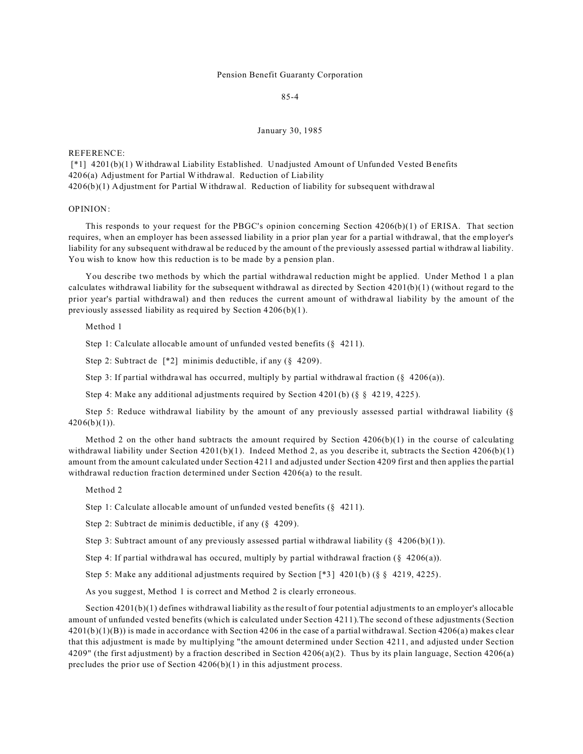Pension Benefit Guaranty Corporation

85-4

January 30, 1985

REFERENCE:
[*1] 4201(b)(1) Withdrawal Liability Established. Unadjusted Amount of Unfunded Vested Benefits
4206(a) Adjustment for Partial Withdrawal. Reduction of Liability
4206(b)(1) Adjustment for Partial Withdrawal. Reduction of liability for subsequent withdrawal

OPINION:

This responds to your request for the PBGC's opinion concerning Section 4206(b)(1) of ERISA. That section requires, when an employer has been assessed liability in a prior plan year for a partial withdrawal, that the employer's liability for any subsequent withdrawal be reduced by the amount of the previously assessed partial withdrawal liability. You wish to know how this reduction is to be made by a pension plan.

You describe two methods by which the partial withdrawal reduction might be applied. Under Method 1 a plan calculates withdrawal liability for the subsequent withdrawal as directed by Section 4201(b)(1) (without regard to the prior year's partial withdrawal) and then reduces the current amount of withdrawal liability by the amount of the previously assessed liability as required by Section 4206(b)(1).

Method 1

Step 1: Calculate allocable amount of unfunded vested benefits (§ 4211).

Step 2: Subtract de [*2] minimis deductible, if any (§ 4209).

Step 3: If partial withdrawal has occurred, multiply by partial withdrawal fraction (§ 4206(a)).

Step 4: Make any additional adjustments required by Section 4201(b) (§ § 4219, 4225).

Step 5: Reduce withdrawal liability by the amount of any previously assessed partial withdrawal liability (§ 4206(b)(1)).

Method 2 on the other hand subtracts the amount required by Section 4206(b)(1) in the course of calculating withdrawal liability under Section 4201(b)(1). Indeed Method 2, as you describe it, subtracts the Section 4206(b)(1) amount from the amount calculated under Section 4211 and adjusted under Section 4209 first and then applies the partial withdrawal reduction fraction determined under Section 4206(a) to the result.

Method 2

Step 1: Calculate allocable amount of unfunded vested benefits (§ 4211).

Step 2: Subtract de minimis deductible, if any (§ 4209).

Step 3: Subtract amount of any previously assessed partial withdrawal liability (§ 4206(b)(1)).

Step 4: If partial withdrawal has occured, multiply by partial withdrawal fraction (§ 4206(a)).

Step 5: Make any additional adjustments required by Section [*3] 4201(b) (§ § 4219, 4225).

As you suggest, Method 1 is correct and Method 2 is clearly erroneous.

Section 4201(b)(1) defines withdrawal liability as the result of four potential adjustments to an employer's allocable amount of unfunded vested benefits (which is calculated under Section 4211).The second of these adjustments (Section 4201(b)(1)(B)) is made in accordance with Section 4206 in the case of a partial withdrawal. Section 4206(a) makes clear that this adjustment is made by multiplying "the amount determined under Section 4211, and adjusted under Section 4209" (the first adjustment) by a fraction described in Section 4206(a)(2). Thus by its plain language, Section 4206(a) precludes the prior use of Section 4206(b)(1) in this adjustment process.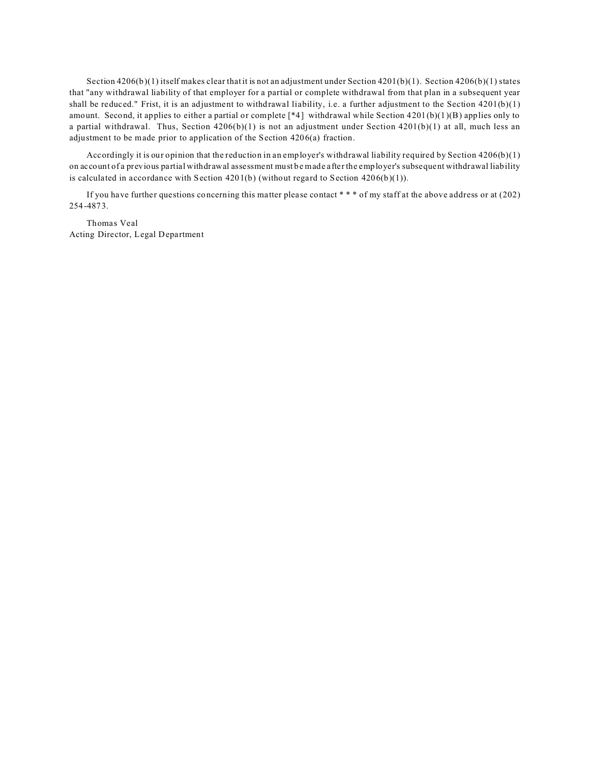Section 4206(b)(1) itself makes clear that it is not an adjustment under Section 4201(b)(1). Section 4206(b)(1) states that "any withdrawal liability of that employer for a partial or complete withdrawal from that plan in a subsequent year shall be reduced." Frist, it is an adjustment to withdrawal liability, i.e. a further adjustment to the Section 4201(b)(1) amount. Second, it applies to either a partial or complete [*4] withdrawal while Section 4201(b)(1)(B) applies only to a partial withdrawal. Thus, Section 4206(b)(1) is not an adjustment under Section 4201(b)(1) at all, much less an adjustment to be made prior to application of the Section 4206(a) fraction.

Accordingly it is our opinion that the reduction in an employer's withdrawal liability required by Section 4206(b)(1) on account of a previous partial withdrawal assessment must be made after the employer's subsequent withdrawal liability is calculated in accordance with Section 4201(b) (without regard to Section 4206(b)(1)).

If you have further questions concerning this matter please contact * * * of my staff at the above address or at (202) 254-4873.

Thomas Veal
Acting Director, Legal Department